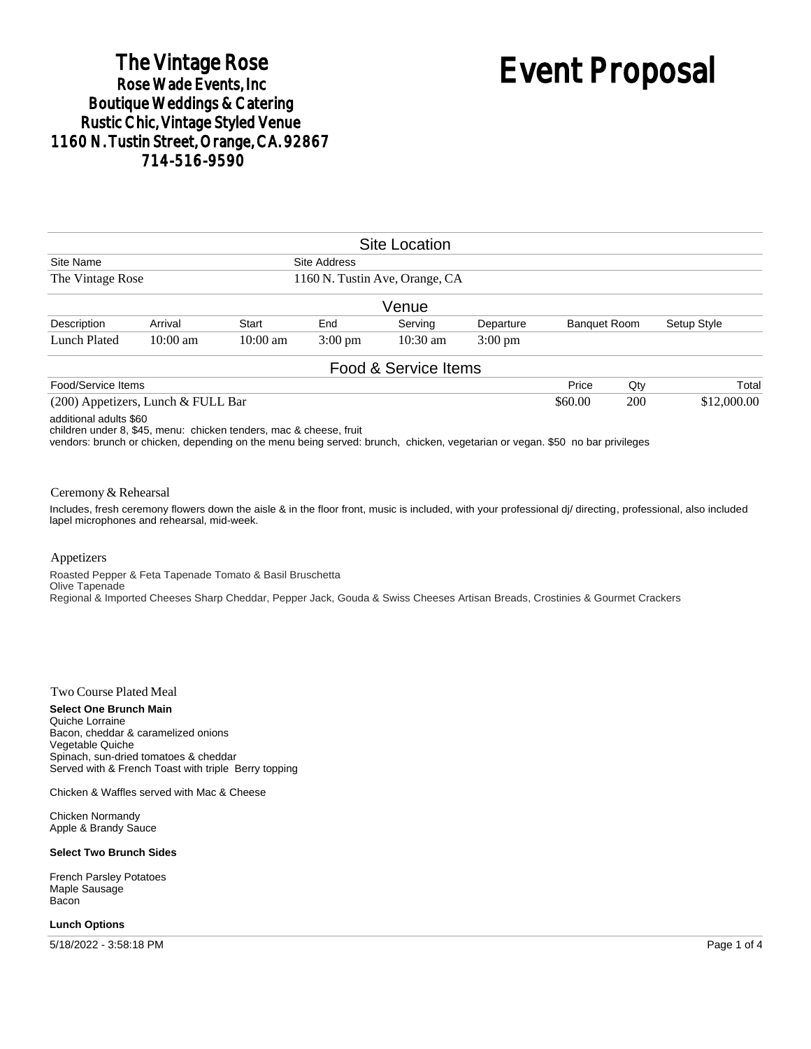# The Vintage Rose
**Rose Wade Events, Inc**
**Boutique Weddings & Catering**
**Rustic Chic, Vintage Styled Venue**
**1160 N. Tustin Street, Orange, CA. 92867**
**714-516-9590**

# Event Proposal

## Site Location

| Site Name | Site Address |
|---|---|
| The Vintage Rose | 1160 N. Tustin Ave, Orange, CA |

## Venue

| Description | Arrival | Start | End | Serving | Departure | Banquet Room | Setup Style |
|---|---|---|---|---|---|---|---|
| Lunch Plated | 10:00 am | 10:00 am | 3:00 pm | 10:30 am | 3:00 pm | | |

## Food & Service Items

| Food/Service Items | Price | Qty | Total |
|---|---|---|---|
| (200) Appetizers, Lunch & FULL Bar | $60.00 | 200 | $12,000.00 |

additional adults $60
children under 8, $45, menu: chicken tenders, mac & cheese, fruit
vendors: brunch or chicken, depending on the menu being served: brunch, chicken, vegetarian or vegan. $50 no bar privileges

### Ceremony & Rehearsal

Includes, fresh ceremony flowers down the aisle & in the floor front, music is included, with your professional dj/ directing, professional, also included lapel microphones and rehearsal, mid-week.

### Appetizers

Roasted Pepper & Feta Tapenade Tomato & Basil Bruschetta
Olive Tapenade
Regional & Imported Cheeses Sharp Cheddar, Pepper Jack, Gouda & Swiss Cheeses Artisan Breads, Crostinies & Gourmet Crackers

### Two Course Plated Meal

**Select One Brunch Main**
Quiche Lorraine
Bacon, cheddar & caramelized onions
Vegetable Quiche
Spinach, sun-dried tomatoes & cheddar
Served with & French Toast with triple Berry topping

Chicken & Waffles served with Mac & Cheese

Chicken Normandy
Apple & Brandy Sauce

**Select Two Brunch Sides**

French Parsley Potatoes
Maple Sausage
Bacon

**Lunch Options**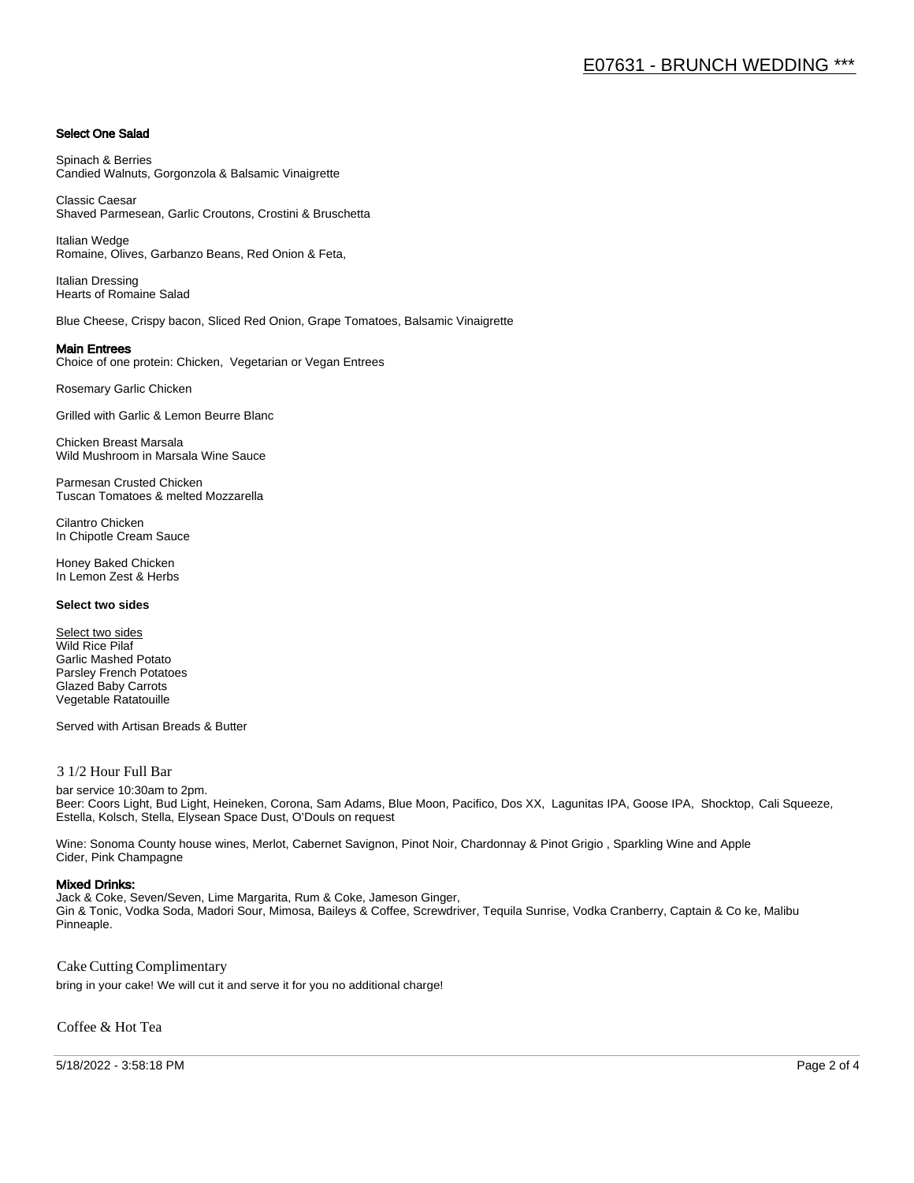### Select One Salad

Spinach & Berries
Candied Walnuts, Gorgonzola & Balsamic Vinaigrette

Classic Caesar
Shaved Parmesean, Garlic Croutons, Crostini & Bruschetta

Italian Wedge
Romaine, Olives, Garbanzo Beans, Red Onion & Feta,

Italian Dressing
Hearts of Romaine Salad

Blue Cheese, Crispy bacon, Sliced Red Onion, Grape Tomatoes, Balsamic Vinaigrette

### Main Entrees

Choice of one protein: Chicken, Vegetarian or Vegan Entrees

Rosemary Garlic Chicken

Grilled with Garlic & Lemon Beurre Blanc

Chicken Breast Marsala
Wild Mushroom in Marsala Wine Sauce

Parmesan Crusted Chicken
Tuscan Tomatoes & melted Mozzarella

Cilantro Chicken
In Chipotle Cream Sauce

Honey Baked Chicken
In Lemon Zest & Herbs

**Select two sides**

Select two sides
Wild Rice Pilaf
Garlic Mashed Potato
Parsley French Potatoes
Glazed Baby Carrots
Vegetable Ratatouille

Served with Artisan Breads & Butter

## 3 1/2 Hour Full Bar

bar service 10:30am to 2pm.
Beer: Coors Light, Bud Light, Heineken, Corona, Sam Adams, Blue Moon, Pacifico, Dos XX, Lagunitas IPA, Goose IPA, Shocktop, Cali Squeeze, Estella, Kolsch, Stella, Elysean Space Dust, O'Douls on request

Wine: Sonoma County house wines, Merlot, Cabernet Savignon, Pinot Noir, Chardonnay & Pinot Grigio , Sparkling Wine and Apple Cider, Pink Champagne

### Mixed Drinks:

Jack & Coke, Seven/Seven, Lime Margarita, Rum & Coke, Jameson Ginger,
Gin & Tonic, Vodka Soda, Madori Sour, Mimosa, Baileys & Coffee, Screwdriver, Tequila Sunrise, Vodka Cranberry, Captain & Co ke, Malibu Pinneaple.

## Cake Cutting Complimentary

bring in your cake! We will cut it and serve it for you no additional charge!

## Coffee & Hot Tea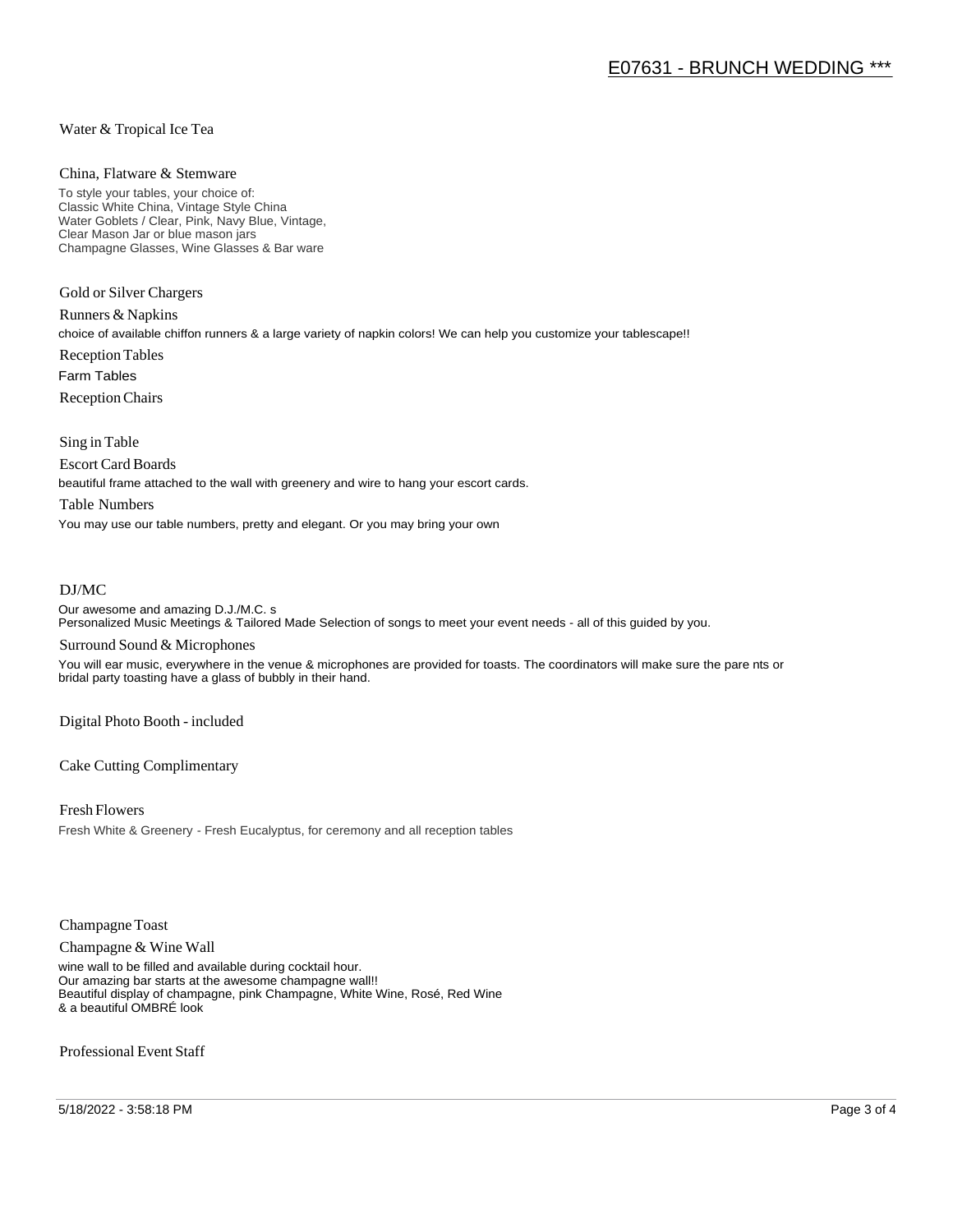Water & Tropical Ice Tea

China, Flatware & Stemware

To style your tables, your choice of:
Classic White China, Vintage Style China
Water Goblets / Clear, Pink, Navy Blue, Vintage,
Clear Mason Jar or blue mason jars
Champagne Glasses, Wine Glasses & Bar ware

Gold or Silver Chargers

Runners & Napkins

choice of available chiffon runners & a large variety of napkin colors! We can help you customize your tablescape!!

Reception Tables

Farm Tables

Reception Chairs

Sing in Table

Escort Card Boards

beautiful frame attached to the wall with greenery and wire to hang your escort cards.

Table Numbers

You may use our table numbers, pretty and elegant. Or you may bring your own

DJ/MC

Our awesome and amazing D.J./M.C. s
Personalized Music Meetings & Tailored Made Selection of songs to meet your event needs - all of this guided by you.

Surround Sound & Microphones

You will ear music, everywhere in the venue & microphones are provided for toasts. The coordinators will make sure the pare nts or bridal party toasting have a glass of bubbly in their hand.

Digital Photo Booth - included

Cake Cutting Complimentary

Fresh Flowers

Fresh White & Greenery - Fresh Eucalyptus, for ceremony and all reception tables

Champagne Toast

Champagne & Wine Wall

wine wall to be filled and available during cocktail hour.
Our amazing bar starts at the awesome champagne wall!!
Beautiful display of champagne, pink Champagne, White Wine, Rosé, Red Wine
& a beautiful OMBRÉ look

Professional Event Staff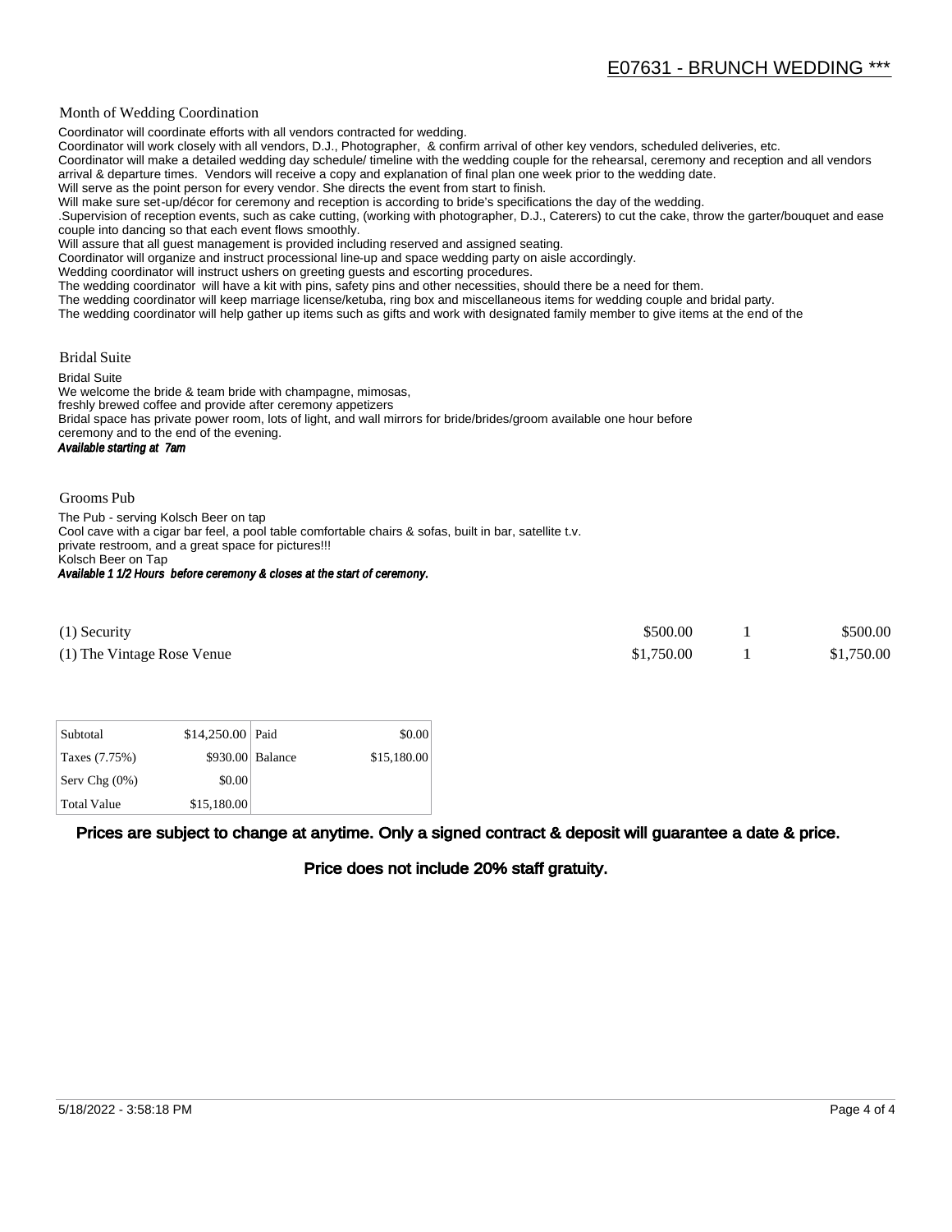# E07631 - BRUNCH WEDDING ***

## Month of Wedding Coordination

Coordinator will coordinate efforts with all vendors contracted for wedding.
Coordinator will work closely with all vendors, D.J., Photographer, & confirm arrival of other key vendors, scheduled deliveries, etc.
Coordinator will make a detailed wedding day schedule/ timeline with the wedding couple for the rehearsal, ceremony and reception and all vendors arrival & departure times. Vendors will receive a copy and explanation of final plan one week prior to the wedding date.
Will serve as the point person for every vendor. She directs the event from start to finish.
Will make sure set-up/décor for ceremony and reception is according to bride's specifications the day of the wedding.
.Supervision of reception events, such as cake cutting, (working with photographer, D.J., Caterers) to cut the cake, throw the garter/bouquet and ease couple into dancing so that each event flows smoothly.
Will assure that all guest management is provided including reserved and assigned seating.
Coordinator will organize and instruct processional line-up and space wedding party on aisle accordingly.
Wedding coordinator will instruct ushers on greeting guests and escorting procedures.
The wedding coordinator will have a kit with pins, safety pins and other necessities, should there be a need for them.
The wedding coordinator will keep marriage license/ketuba, ring box and miscellaneous items for wedding couple and bridal party.
The wedding coordinator will help gather up items such as gifts and work with designated family member to give items at the end of the

## Bridal Suite

Bridal Suite
We welcome the bride & team bride with champagne, mimosas,
freshly brewed coffee and provide after ceremony appetizers
Bridal space has private power room, lots of light, and wall mirrors for bride/brides/groom available one hour before ceremony and to the end of the evening.
***Available starting at 7am***

## Grooms Pub

The Pub - serving Kolsch Beer on tap
Cool cave with a cigar bar feel, a pool table comfortable chairs & sofas, built in bar, satellite t.v.
private restroom, and a great space for pictures!!!
Kolsch Beer on Tap
***Available 1 1/2 Hours before ceremony & closes at the start of ceremony.***

| | | | |
|---|---|---|---|
| (1) Security | \$500.00 | 1 | \$500.00 |
| (1) The Vintage Rose Venue | \$1,750.00 | 1 | \$1,750.00 |

| | | | |
|---|---|---|---|
| Subtotal | \$14,250.00 | Paid | \$0.00 |
| Taxes (7.75%) | \$930.00 | Balance | \$15,180.00 |
| Serv Chg (0%) | \$0.00 | | |
| Total Value | \$15,180.00 | | |

**Prices are subject to change at anytime. Only a signed contract & deposit will guarantee a date & price.**

**Price does not include 20% staff gratuity.**